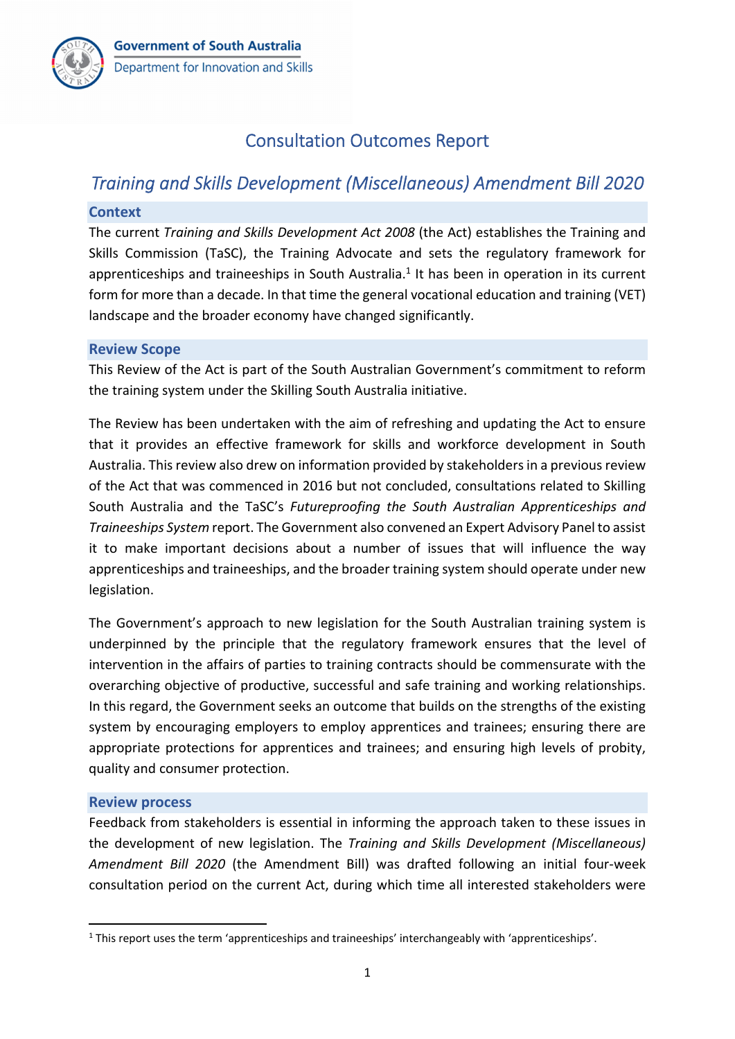Government of South Australia
Department for Innovation and Skills

# Consultation Outcomes Report

## *Training and Skills Development (Miscellaneous) Amendment Bill 2020*

### Context

The current *Training and Skills Development Act 2008* (the Act) establishes the Training and Skills Commission (TaSC), the Training Advocate and sets the regulatory framework for apprenticeships and traineeships in South Australia.[1] It has been in operation in its current form for more than a decade. In that time the general vocational education and training (VET) landscape and the broader economy have changed significantly.

### Review Scope

This Review of the Act is part of the South Australian Government's commitment to reform the training system under the Skilling South Australia initiative.

The Review has been undertaken with the aim of refreshing and updating the Act to ensure that it provides an effective framework for skills and workforce development in South Australia. This review also drew on information provided by stakeholders in a previous review of the Act that was commenced in 2016 but not concluded, consultations related to Skilling South Australia and the TaSC's *Futureproofing the South Australian Apprenticeships and Traineeships System* report. The Government also convened an Expert Advisory Panel to assist it to make important decisions about a number of issues that will influence the way apprenticeships and traineeships, and the broader training system should operate under new legislation.

The Government's approach to new legislation for the South Australian training system is underpinned by the principle that the regulatory framework ensures that the level of intervention in the affairs of parties to training contracts should be commensurate with the overarching objective of productive, successful and safe training and working relationships. In this regard, the Government seeks an outcome that builds on the strengths of the existing system by encouraging employers to employ apprentices and trainees; ensuring there are appropriate protections for apprentices and trainees; and ensuring high levels of probity, quality and consumer protection.

### Review process

Feedback from stakeholders is essential in informing the approach taken to these issues in the development of new legislation. The *Training and Skills Development (Miscellaneous) Amendment Bill 2020* (the Amendment Bill) was drafted following an initial four-week consultation period on the current Act, during which time all interested stakeholders were

[1] This report uses the term 'apprenticeships and traineeships' interchangeably with 'apprenticeships'.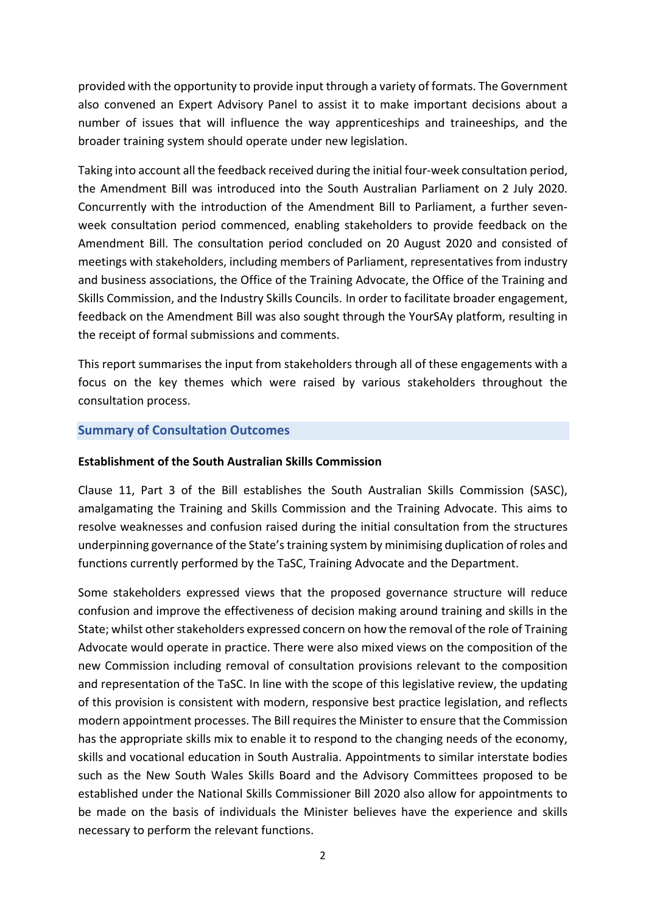provided with the opportunity to provide input through a variety of formats. The Government also convened an Expert Advisory Panel to assist it to make important decisions about a number of issues that will influence the way apprenticeships and traineeships, and the broader training system should operate under new legislation.

Taking into account all the feedback received during the initial four-week consultation period, the Amendment Bill was introduced into the South Australian Parliament on 2 July 2020. Concurrently with the introduction of the Amendment Bill to Parliament, a further seven-week consultation period commenced, enabling stakeholders to provide feedback on the Amendment Bill. The consultation period concluded on 20 August 2020 and consisted of meetings with stakeholders, including members of Parliament, representatives from industry and business associations, the Office of the Training Advocate, the Office of the Training and Skills Commission, and the Industry Skills Councils. In order to facilitate broader engagement, feedback on the Amendment Bill was also sought through the YourSAy platform, resulting in the receipt of formal submissions and comments.

This report summarises the input from stakeholders through all of these engagements with a focus on the key themes which were raised by various stakeholders throughout the consultation process.

## Summary of Consultation Outcomes

### Establishment of the South Australian Skills Commission

Clause 11, Part 3 of the Bill establishes the South Australian Skills Commission (SASC), amalgamating the Training and Skills Commission and the Training Advocate. This aims to resolve weaknesses and confusion raised during the initial consultation from the structures underpinning governance of the State's training system by minimising duplication of roles and functions currently performed by the TaSC, Training Advocate and the Department.

Some stakeholders expressed views that the proposed governance structure will reduce confusion and improve the effectiveness of decision making around training and skills in the State; whilst other stakeholders expressed concern on how the removal of the role of Training Advocate would operate in practice. There were also mixed views on the composition of the new Commission including removal of consultation provisions relevant to the composition and representation of the TaSC. In line with the scope of this legislative review, the updating of this provision is consistent with modern, responsive best practice legislation, and reflects modern appointment processes. The Bill requires the Minister to ensure that the Commission has the appropriate skills mix to enable it to respond to the changing needs of the economy, skills and vocational education in South Australia. Appointments to similar interstate bodies such as the New South Wales Skills Board and the Advisory Committees proposed to be established under the National Skills Commissioner Bill 2020 also allow for appointments to be made on the basis of individuals the Minister believes have the experience and skills necessary to perform the relevant functions.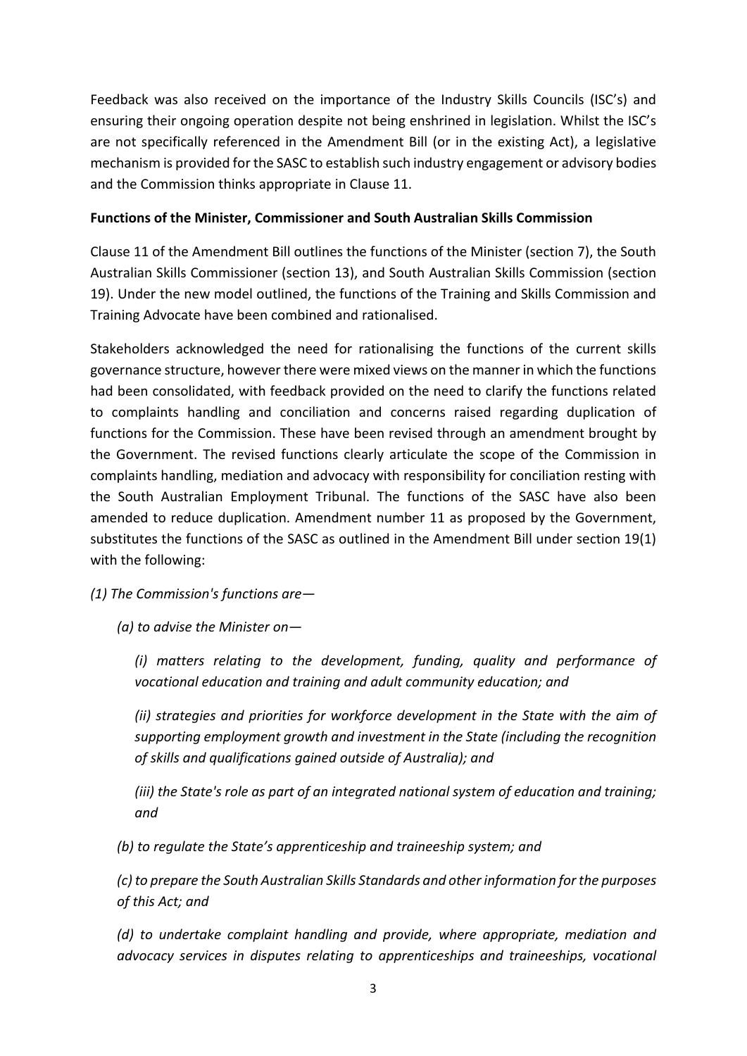Feedback was also received on the importance of the Industry Skills Councils (ISC's) and ensuring their ongoing operation despite not being enshrined in legislation. Whilst the ISC's are not specifically referenced in the Amendment Bill (or in the existing Act), a legislative mechanism is provided for the SASC to establish such industry engagement or advisory bodies and the Commission thinks appropriate in Clause 11.

**Functions of the Minister, Commissioner and South Australian Skills Commission**

Clause 11 of the Amendment Bill outlines the functions of the Minister (section 7), the South Australian Skills Commissioner (section 13), and South Australian Skills Commission (section 19). Under the new model outlined, the functions of the Training and Skills Commission and Training Advocate have been combined and rationalised.

Stakeholders acknowledged the need for rationalising the functions of the current skills governance structure, however there were mixed views on the manner in which the functions had been consolidated, with feedback provided on the need to clarify the functions related to complaints handling and conciliation and concerns raised regarding duplication of functions for the Commission. These have been revised through an amendment brought by the Government. The revised functions clearly articulate the scope of the Commission in complaints handling, mediation and advocacy with responsibility for conciliation resting with the South Australian Employment Tribunal. The functions of the SASC have also been amended to reduce duplication. Amendment number 11 as proposed by the Government, substitutes the functions of the SASC as outlined in the Amendment Bill under section 19(1) with the following:

*(1) The Commission's functions are—*

*(a) to advise the Minister on—*

*(i) matters relating to the development, funding, quality and performance of vocational education and training and adult community education; and*

*(ii) strategies and priorities for workforce development in the State with the aim of supporting employment growth and investment in the State (including the recognition of skills and qualifications gained outside of Australia); and*

*(iii) the State's role as part of an integrated national system of education and training; and*

*(b) to regulate the State's apprenticeship and traineeship system; and*

*(c) to prepare the South Australian Skills Standards and other information for the purposes of this Act; and*

*(d) to undertake complaint handling and provide, where appropriate, mediation and advocacy services in disputes relating to apprenticeships and traineeships, vocational*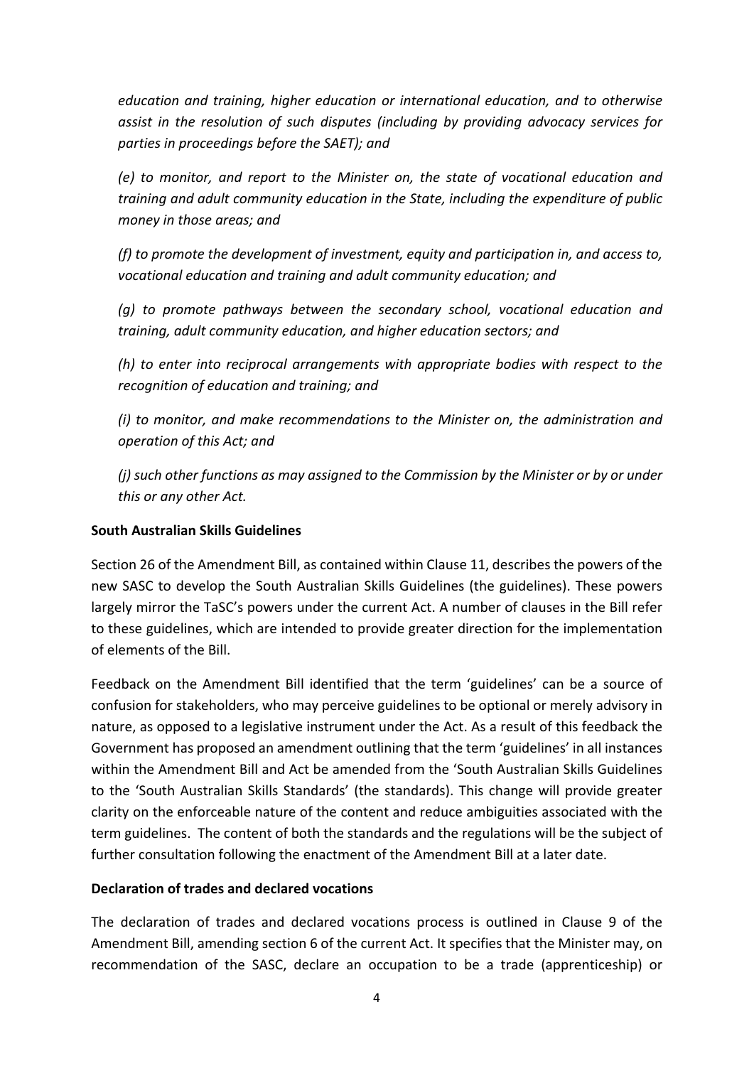*education and training, higher education or international education, and to otherwise assist in the resolution of such disputes (including by providing advocacy services for parties in proceedings before the SAET); and*

*(e) to monitor, and report to the Minister on, the state of vocational education and training and adult community education in the State, including the expenditure of public money in those areas; and*

*(f) to promote the development of investment, equity and participation in, and access to, vocational education and training and adult community education; and*

*(g) to promote pathways between the secondary school, vocational education and training, adult community education, and higher education sectors; and*

*(h) to enter into reciprocal arrangements with appropriate bodies with respect to the recognition of education and training; and*

*(i) to monitor, and make recommendations to the Minister on, the administration and operation of this Act; and*

*(j) such other functions as may assigned to the Commission by the Minister or by or under this or any other Act.*

**South Australian Skills Guidelines**

Section 26 of the Amendment Bill, as contained within Clause 11, describes the powers of the new SASC to develop the South Australian Skills Guidelines (the guidelines). These powers largely mirror the TaSC's powers under the current Act. A number of clauses in the Bill refer to these guidelines, which are intended to provide greater direction for the implementation of elements of the Bill.

Feedback on the Amendment Bill identified that the term 'guidelines' can be a source of confusion for stakeholders, who may perceive guidelines to be optional or merely advisory in nature, as opposed to a legislative instrument under the Act. As a result of this feedback the Government has proposed an amendment outlining that the term 'guidelines' in all instances within the Amendment Bill and Act be amended from the 'South Australian Skills Guidelines to the 'South Australian Skills Standards' (the standards). This change will provide greater clarity on the enforceable nature of the content and reduce ambiguities associated with the term guidelines. The content of both the standards and the regulations will be the subject of further consultation following the enactment of the Amendment Bill at a later date.

**Declaration of trades and declared vocations**

The declaration of trades and declared vocations process is outlined in Clause 9 of the Amendment Bill, amending section 6 of the current Act. It specifies that the Minister may, on recommendation of the SASC, declare an occupation to be a trade (apprenticeship) or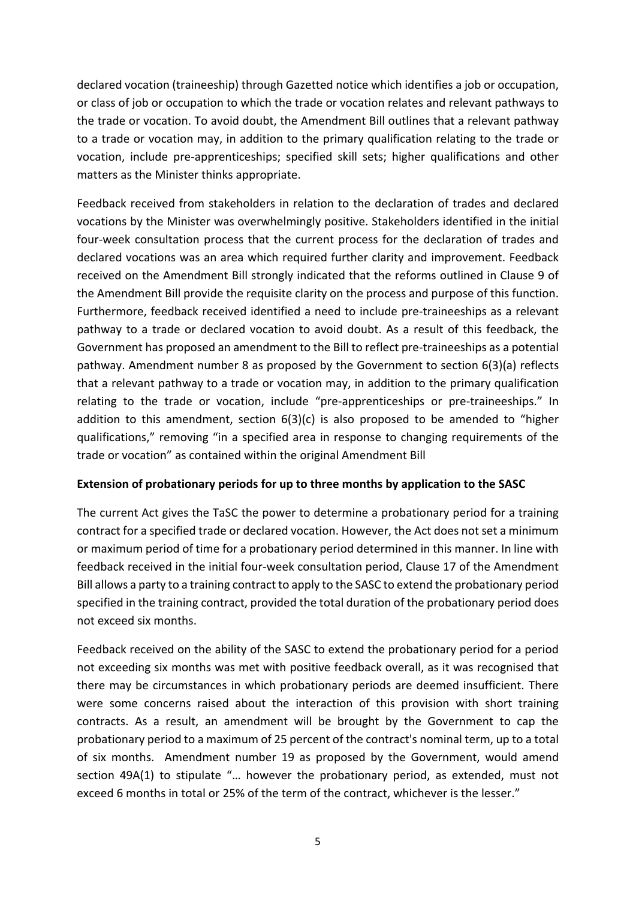declared vocation (traineeship) through Gazetted notice which identifies a job or occupation, or class of job or occupation to which the trade or vocation relates and relevant pathways to the trade or vocation. To avoid doubt, the Amendment Bill outlines that a relevant pathway to a trade or vocation may, in addition to the primary qualification relating to the trade or vocation, include pre-apprenticeships; specified skill sets; higher qualifications and other matters as the Minister thinks appropriate.

Feedback received from stakeholders in relation to the declaration of trades and declared vocations by the Minister was overwhelmingly positive. Stakeholders identified in the initial four-week consultation process that the current process for the declaration of trades and declared vocations was an area which required further clarity and improvement. Feedback received on the Amendment Bill strongly indicated that the reforms outlined in Clause 9 of the Amendment Bill provide the requisite clarity on the process and purpose of this function. Furthermore, feedback received identified a need to include pre-traineeships as a relevant pathway to a trade or declared vocation to avoid doubt. As a result of this feedback, the Government has proposed an amendment to the Bill to reflect pre-traineeships as a potential pathway. Amendment number 8 as proposed by the Government to section 6(3)(a) reflects that a relevant pathway to a trade or vocation may, in addition to the primary qualification relating to the trade or vocation, include "pre-apprenticeships or pre-traineeships." In addition to this amendment, section 6(3)(c) is also proposed to be amended to "higher qualifications," removing "in a specified area in response to changing requirements of the trade or vocation" as contained within the original Amendment Bill

**Extension of probationary periods for up to three months by application to the SASC**

The current Act gives the TaSC the power to determine a probationary period for a training contract for a specified trade or declared vocation. However, the Act does not set a minimum or maximum period of time for a probationary period determined in this manner. In line with feedback received in the initial four-week consultation period, Clause 17 of the Amendment Bill allows a party to a training contract to apply to the SASC to extend the probationary period specified in the training contract, provided the total duration of the probationary period does not exceed six months.

Feedback received on the ability of the SASC to extend the probationary period for a period not exceeding six months was met with positive feedback overall, as it was recognised that there may be circumstances in which probationary periods are deemed insufficient. There were some concerns raised about the interaction of this provision with short training contracts. As a result, an amendment will be brought by the Government to cap the probationary period to a maximum of 25 percent of the contract's nominal term, up to a total of six months. Amendment number 19 as proposed by the Government, would amend section 49A(1) to stipulate "… however the probationary period, as extended, must not exceed 6 months in total or 25% of the term of the contract, whichever is the lesser."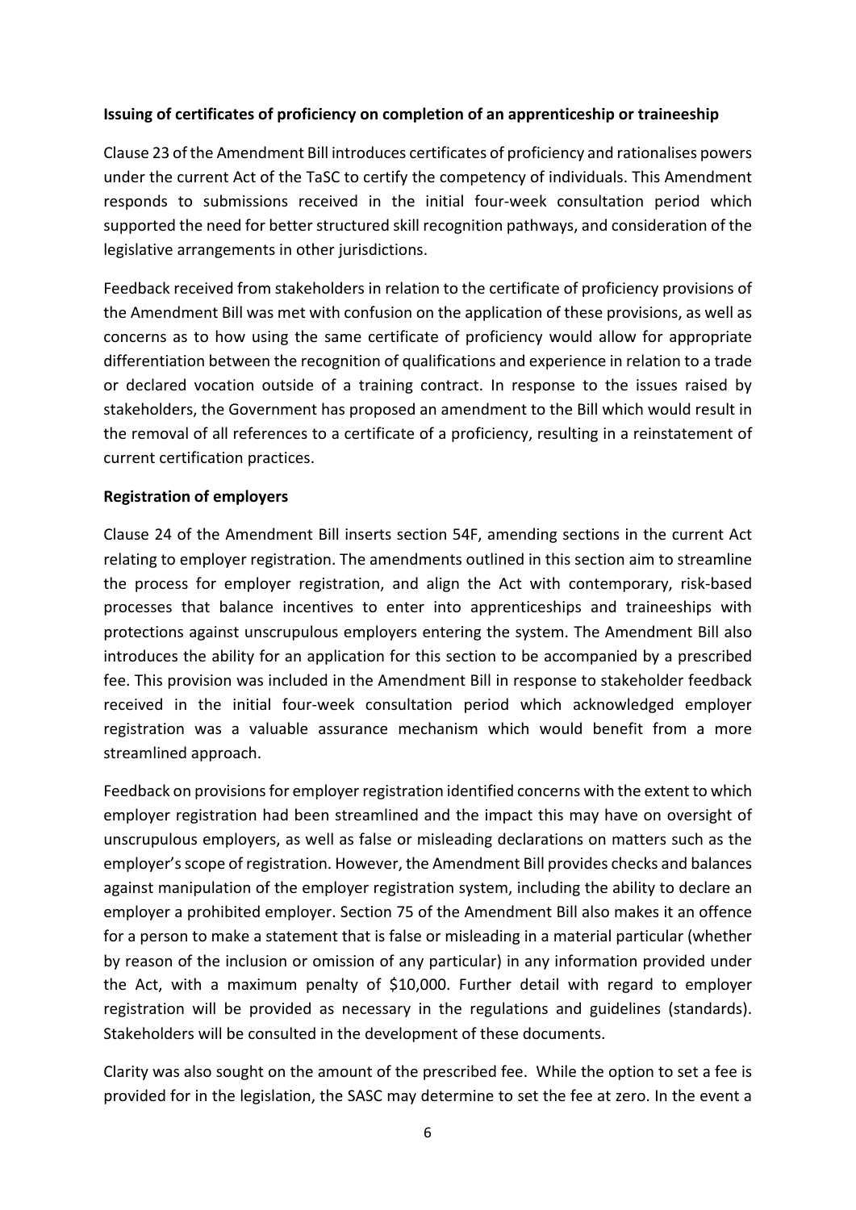**Issuing of certificates of proficiency on completion of an apprenticeship or traineeship**

Clause 23 of the Amendment Bill introduces certificates of proficiency and rationalises powers under the current Act of the TaSC to certify the competency of individuals. This Amendment responds to submissions received in the initial four-week consultation period which supported the need for better structured skill recognition pathways, and consideration of the legislative arrangements in other jurisdictions.

Feedback received from stakeholders in relation to the certificate of proficiency provisions of the Amendment Bill was met with confusion on the application of these provisions, as well as concerns as to how using the same certificate of proficiency would allow for appropriate differentiation between the recognition of qualifications and experience in relation to a trade or declared vocation outside of a training contract. In response to the issues raised by stakeholders, the Government has proposed an amendment to the Bill which would result in the removal of all references to a certificate of a proficiency, resulting in a reinstatement of current certification practices.

**Registration of employers**

Clause 24 of the Amendment Bill inserts section 54F, amending sections in the current Act relating to employer registration. The amendments outlined in this section aim to streamline the process for employer registration, and align the Act with contemporary, risk-based processes that balance incentives to enter into apprenticeships and traineeships with protections against unscrupulous employers entering the system. The Amendment Bill also introduces the ability for an application for this section to be accompanied by a prescribed fee. This provision was included in the Amendment Bill in response to stakeholder feedback received in the initial four-week consultation period which acknowledged employer registration was a valuable assurance mechanism which would benefit from a more streamlined approach.

Feedback on provisions for employer registration identified concerns with the extent to which employer registration had been streamlined and the impact this may have on oversight of unscrupulous employers, as well as false or misleading declarations on matters such as the employer's scope of registration. However, the Amendment Bill provides checks and balances against manipulation of the employer registration system, including the ability to declare an employer a prohibited employer. Section 75 of the Amendment Bill also makes it an offence for a person to make a statement that is false or misleading in a material particular (whether by reason of the inclusion or omission of any particular) in any information provided under the Act, with a maximum penalty of $10,000. Further detail with regard to employer registration will be provided as necessary in the regulations and guidelines (standards). Stakeholders will be consulted in the development of these documents.

Clarity was also sought on the amount of the prescribed fee. While the option to set a fee is provided for in the legislation, the SASC may determine to set the fee at zero. In the event a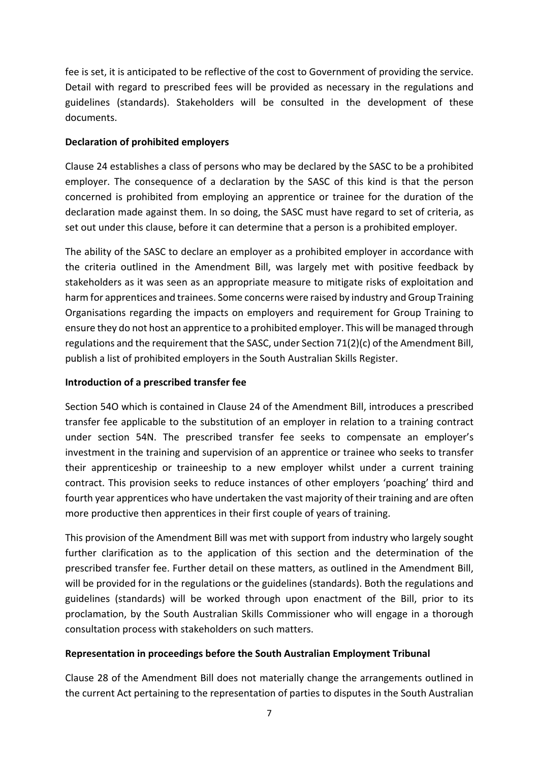fee is set, it is anticipated to be reflective of the cost to Government of providing the service. Detail with regard to prescribed fees will be provided as necessary in the regulations and guidelines (standards). Stakeholders will be consulted in the development of these documents.

**Declaration of prohibited employers**

Clause 24 establishes a class of persons who may be declared by the SASC to be a prohibited employer. The consequence of a declaration by the SASC of this kind is that the person concerned is prohibited from employing an apprentice or trainee for the duration of the declaration made against them. In so doing, the SASC must have regard to set of criteria, as set out under this clause, before it can determine that a person is a prohibited employer.

The ability of the SASC to declare an employer as a prohibited employer in accordance with the criteria outlined in the Amendment Bill, was largely met with positive feedback by stakeholders as it was seen as an appropriate measure to mitigate risks of exploitation and harm for apprentices and trainees. Some concerns were raised by industry and Group Training Organisations regarding the impacts on employers and requirement for Group Training to ensure they do not host an apprentice to a prohibited employer. This will be managed through regulations and the requirement that the SASC, under Section 71(2)(c) of the Amendment Bill, publish a list of prohibited employers in the South Australian Skills Register.

**Introduction of a prescribed transfer fee**

Section 54O which is contained in Clause 24 of the Amendment Bill, introduces a prescribed transfer fee applicable to the substitution of an employer in relation to a training contract under section 54N. The prescribed transfer fee seeks to compensate an employer's investment in the training and supervision of an apprentice or trainee who seeks to transfer their apprenticeship or traineeship to a new employer whilst under a current training contract. This provision seeks to reduce instances of other employers 'poaching' third and fourth year apprentices who have undertaken the vast majority of their training and are often more productive then apprentices in their first couple of years of training.

This provision of the Amendment Bill was met with support from industry who largely sought further clarification as to the application of this section and the determination of the prescribed transfer fee. Further detail on these matters, as outlined in the Amendment Bill, will be provided for in the regulations or the guidelines (standards). Both the regulations and guidelines (standards) will be worked through upon enactment of the Bill, prior to its proclamation, by the South Australian Skills Commissioner who will engage in a thorough consultation process with stakeholders on such matters.

**Representation in proceedings before the South Australian Employment Tribunal**

Clause 28 of the Amendment Bill does not materially change the arrangements outlined in the current Act pertaining to the representation of parties to disputes in the South Australian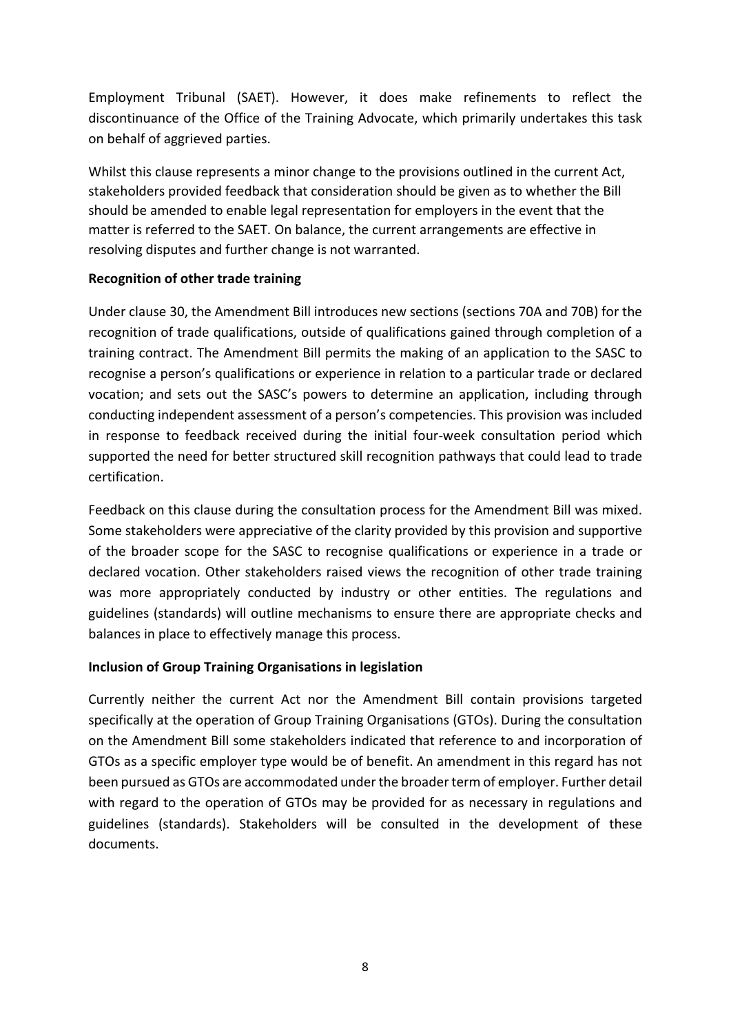Employment Tribunal (SAET). However, it does make refinements to reflect the discontinuance of the Office of the Training Advocate, which primarily undertakes this task on behalf of aggrieved parties.

Whilst this clause represents a minor change to the provisions outlined in the current Act, stakeholders provided feedback that consideration should be given as to whether the Bill should be amended to enable legal representation for employers in the event that the matter is referred to the SAET. On balance, the current arrangements are effective in resolving disputes and further change is not warranted.

**Recognition of other trade training**

Under clause 30, the Amendment Bill introduces new sections (sections 70A and 70B) for the recognition of trade qualifications, outside of qualifications gained through completion of a training contract. The Amendment Bill permits the making of an application to the SASC to recognise a person's qualifications or experience in relation to a particular trade or declared vocation; and sets out the SASC's powers to determine an application, including through conducting independent assessment of a person's competencies. This provision was included in response to feedback received during the initial four-week consultation period which supported the need for better structured skill recognition pathways that could lead to trade certification.

Feedback on this clause during the consultation process for the Amendment Bill was mixed. Some stakeholders were appreciative of the clarity provided by this provision and supportive of the broader scope for the SASC to recognise qualifications or experience in a trade or declared vocation. Other stakeholders raised views the recognition of other trade training was more appropriately conducted by industry or other entities. The regulations and guidelines (standards) will outline mechanisms to ensure there are appropriate checks and balances in place to effectively manage this process.

**Inclusion of Group Training Organisations in legislation**

Currently neither the current Act nor the Amendment Bill contain provisions targeted specifically at the operation of Group Training Organisations (GTOs). During the consultation on the Amendment Bill some stakeholders indicated that reference to and incorporation of GTOs as a specific employer type would be of benefit. An amendment in this regard has not been pursued as GTOs are accommodated under the broader term of employer. Further detail with regard to the operation of GTOs may be provided for as necessary in regulations and guidelines (standards). Stakeholders will be consulted in the development of these documents.